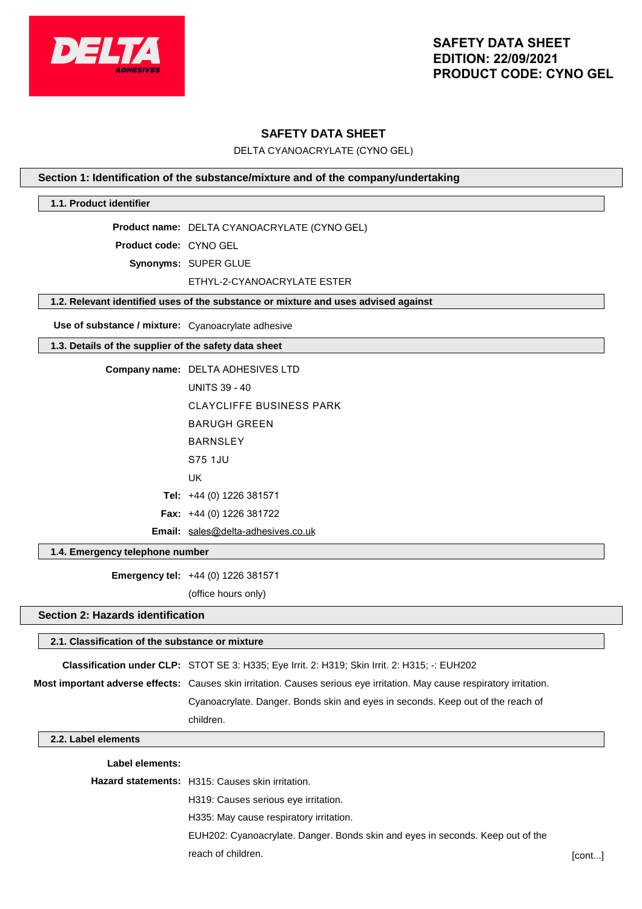**SAFETY DATA SHEET**
**EDITION: 22/09/2021**
**PRODUCT CODE: CYNO GEL**

# SAFETY DATA SHEET

DELTA CYANOACRYLATE (CYNO GEL)

## Section 1: Identification of the substance/mixture and of the company/undertaking

### 1.1. Product identifier

**Product name:** DELTA CYANOACRYLATE (CYNO GEL)

**Product code:** CYNO GEL

**Synonyms:** SUPER GLUE

ETHYL-2-CYANOACRYLATE ESTER

### 1.2. Relevant identified uses of the substance or mixture and uses advised against

**Use of substance / mixture:** Cyanoacrylate adhesive

### 1.3. Details of the supplier of the safety data sheet

**Company name:** DELTA ADHESIVES LTD

UNITS 39 - 40

CLAYCLIFFE BUSINESS PARK

BARUGH GREEN

BARNSLEY

S75 1JU

UK

**Tel:** +44 (0) 1226 381571

**Fax:** +44 (0) 1226 381722

**Email:** sales@delta-adhesives.co.uk

### 1.4. Emergency telephone number

**Emergency tel:** +44 (0) 1226 381571

(office hours only)

## Section 2: Hazards identification

### 2.1. Classification of the substance or mixture

**Classification under CLP:** STOT SE 3: H335; Eye Irrit. 2: H319; Skin Irrit. 2: H315; -: EUH202

**Most important adverse effects:** Causes skin irritation. Causes serious eye irritation. May cause respiratory irritation. Cyanoacrylate. Danger. Bonds skin and eyes in seconds. Keep out of the reach of children.

### 2.2. Label elements

**Label elements:**

**Hazard statements:** H315: Causes skin irritation.

H319: Causes serious eye irritation.

H335: May cause respiratory irritation.

EUH202: Cyanoacrylate. Danger. Bonds skin and eyes in seconds. Keep out of the reach of children.

[cont...]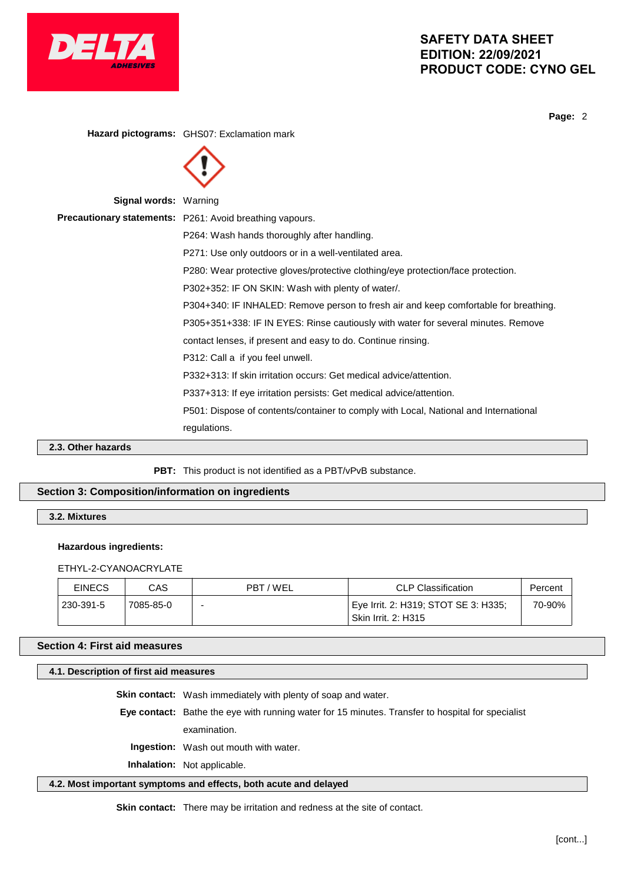**Hazard pictograms:** GHS07: Exclamation mark

**Signal words:** Warning

**Precautionary statements:** P261: Avoid breathing vapours.

P264: Wash hands thoroughly after handling.

P271: Use only outdoors or in a well-ventilated area.

P280: Wear protective gloves/protective clothing/eye protection/face protection.

P302+352: IF ON SKIN: Wash with plenty of water/.

P304+340: IF INHALED: Remove person to fresh air and keep comfortable for breathing.

P305+351+338: IF IN EYES: Rinse cautiously with water for several minutes. Remove contact lenses, if present and easy to do. Continue rinsing.

P312: Call a  if you feel unwell.

P332+313: If skin irritation occurs: Get medical advice/attention.

P337+313: If eye irritation persists: Get medical advice/attention.

P501: Dispose of contents/container to comply with Local, National and International regulations.

### 2.3. Other hazards

**PBT:** This product is not identified as a PBT/vPvB substance.

## Section 3: Composition/information on ingredients

### 3.2. Mixtures

**Hazardous ingredients:**

ETHYL-2-CYANOACRYLATE

| EINECS | CAS | PBT / WEL | CLP Classification | Percent |
|---|---|---|---|---|
| 230-391-5 | 7085-85-0 | - | Eye Irrit. 2: H319; STOT SE 3: H335; Skin Irrit. 2: H315 | 70-90% |

## Section 4: First aid measures

### 4.1. Description of first aid measures

**Skin contact:** Wash immediately with plenty of soap and water.

**Eye contact:** Bathe the eye with running water for 15 minutes. Transfer to hospital for specialist examination.

**Ingestion:** Wash out mouth with water.

**Inhalation:** Not applicable.

### 4.2. Most important symptoms and effects, both acute and delayed

**Skin contact:** There may be irritation and redness at the site of contact.

[cont...]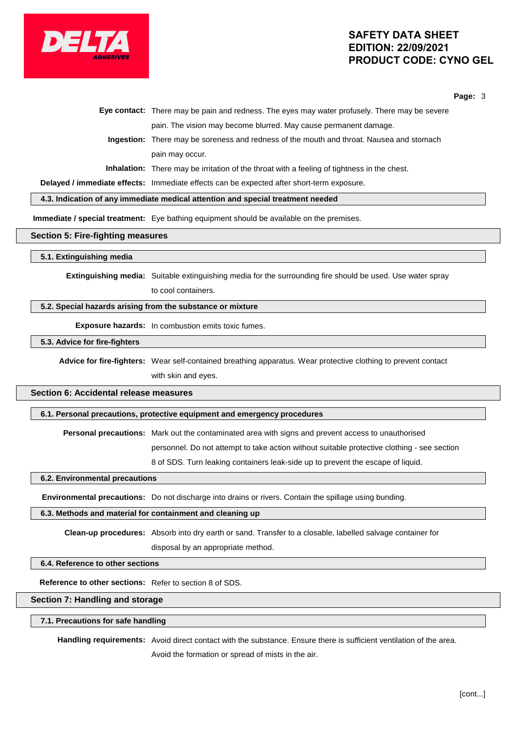**Eye contact:** There may be pain and redness. The eyes may water profusely. There may be severe pain. The vision may become blurred. May cause permanent damage.

**Ingestion:** There may be soreness and redness of the mouth and throat. Nausea and stomach pain may occur.

**Inhalation:** There may be irritation of the throat with a feeling of tightness in the chest.

**Delayed / immediate effects:** Immediate effects can be expected after short-term exposure.

### 4.3. Indication of any immediate medical attention and special treatment needed

**Immediate / special treatment:** Eye bathing equipment should be available on the premises.

## Section 5: Fire-fighting measures

### 5.1. Extinguishing media

**Extinguishing media:** Suitable extinguishing media for the surrounding fire should be used. Use water spray to cool containers.

### 5.2. Special hazards arising from the substance or mixture

**Exposure hazards:** In combustion emits toxic fumes.

### 5.3. Advice for fire-fighters

**Advice for fire-fighters:** Wear self-contained breathing apparatus. Wear protective clothing to prevent contact with skin and eyes.

## Section 6: Accidental release measures

### 6.1. Personal precautions, protective equipment and emergency procedures

**Personal precautions:** Mark out the contaminated area with signs and prevent access to unauthorised personnel. Do not attempt to take action without suitable protective clothing - see section 8 of SDS. Turn leaking containers leak-side up to prevent the escape of liquid.

### 6.2. Environmental precautions

**Environmental precautions:** Do not discharge into drains or rivers. Contain the spillage using bunding.

### 6.3. Methods and material for containment and cleaning up

**Clean-up procedures:** Absorb into dry earth or sand. Transfer to a closable, labelled salvage container for disposal by an appropriate method.

### 6.4. Reference to other sections

**Reference to other sections:** Refer to section 8 of SDS.

## Section 7: Handling and storage

### 7.1. Precautions for safe handling

**Handling requirements:** Avoid direct contact with the substance. Ensure there is sufficient ventilation of the area. Avoid the formation or spread of mists in the air.

[cont...]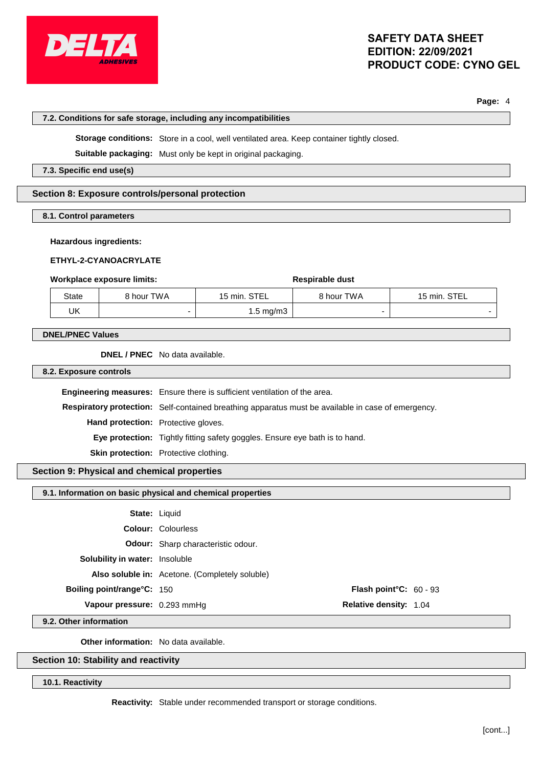### 7.2. Conditions for safe storage, including any incompatibilities

**Storage conditions:** Store in a cool, well ventilated area. Keep container tightly closed.

**Suitable packaging:** Must only be kept in original packaging.

### 7.3. Specific end use(s)

## Section 8: Exposure controls/personal protection

### 8.1. Control parameters

**Hazardous ingredients:**

**ETHYL-2-CYANOACRYLATE**

| **Workplace exposure limits:** | | | **Respirable dust** | |
|---|---|---|---|---|
| State | 8 hour TWA | 15 min. STEL | 8 hour TWA | 15 min. STEL |
| UK | - | 1.5 mg/m3 | - | - |

### DNEL/PNEC Values

**DNEL / PNEC** No data available.

### 8.2. Exposure controls

**Engineering measures:** Ensure there is sufficient ventilation of the area.

**Respiratory protection:** Self-contained breathing apparatus must be available in case of emergency.

**Hand protection:** Protective gloves.

**Eye protection:** Tightly fitting safety goggles. Ensure eye bath is to hand.

**Skin protection:** Protective clothing.

## Section 9: Physical and chemical properties

### 9.1. Information on basic physical and chemical properties

**State:** Liquid

**Colour:** Colourless

**Odour:** Sharp characteristic odour.

**Solubility in water:** Insoluble

**Also soluble in:** Acetone. (Completely soluble)

**Boiling point/range°C:** 150

**Flash point°C:** 60 - 93

**Vapour pressure:** 0.293 mmHg

**Relative density:** 1.04

### 9.2. Other information

**Other information:** No data available.

## Section 10: Stability and reactivity

### 10.1. Reactivity

**Reactivity:** Stable under recommended transport or storage conditions.

[cont...]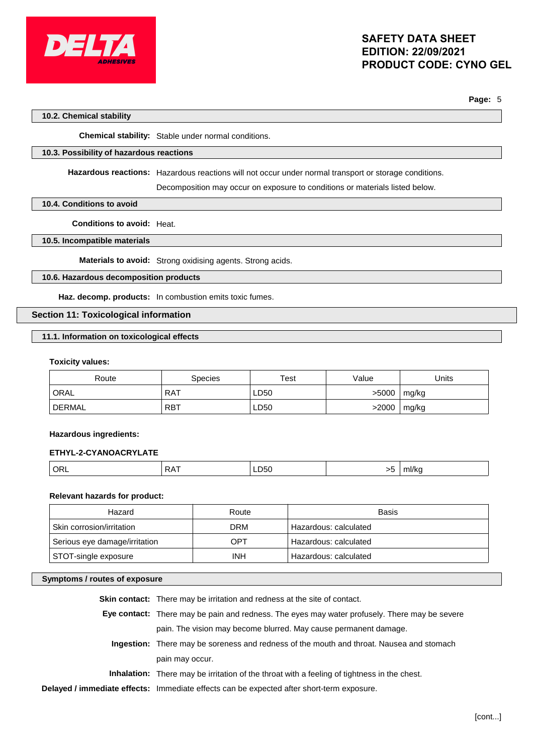### 10.2. Chemical stability

**Chemical stability:** Stable under normal conditions.

### 10.3. Possibility of hazardous reactions

**Hazardous reactions:** Hazardous reactions will not occur under normal transport or storage conditions.

Decomposition may occur on exposure to conditions or materials listed below.

### 10.4. Conditions to avoid

**Conditions to avoid:** Heat.

### 10.5. Incompatible materials

**Materials to avoid:** Strong oxidising agents. Strong acids.

### 10.6. Hazardous decomposition products

**Haz. decomp. products:** In combustion emits toxic fumes.

## Section 11: Toxicological information

### 11.1. Information on toxicological effects

**Toxicity values:**

| Route | Species | Test | Value | Units |
|---|---|---|---|---|
| ORAL | RAT | LD50 | >5000 | mg/kg |
| DERMAL | RBT | LD50 | >2000 | mg/kg |

**Hazardous ingredients:**

**ETHYL-2-CYANOACRYLATE**

| | | | | |
|---|---|---|---|---|
| ORL | RAT | LD50 | >5 | ml/kg |

**Relevant hazards for product:**

| Hazard | Route | Basis |
|---|---|---|
| Skin corrosion/irritation | DRM | Hazardous: calculated |
| Serious eye damage/irritation | OPT | Hazardous: calculated |
| STOT-single exposure | INH | Hazardous: calculated |

### Symptoms / routes of exposure

**Skin contact:** There may be irritation and redness at the site of contact.

**Eye contact:** There may be pain and redness. The eyes may water profusely. There may be severe pain. The vision may become blurred. May cause permanent damage.

**Ingestion:** There may be soreness and redness of the mouth and throat. Nausea and stomach pain may occur.

**Inhalation:** There may be irritation of the throat with a feeling of tightness in the chest.

**Delayed / immediate effects:** Immediate effects can be expected after short-term exposure.

[cont...]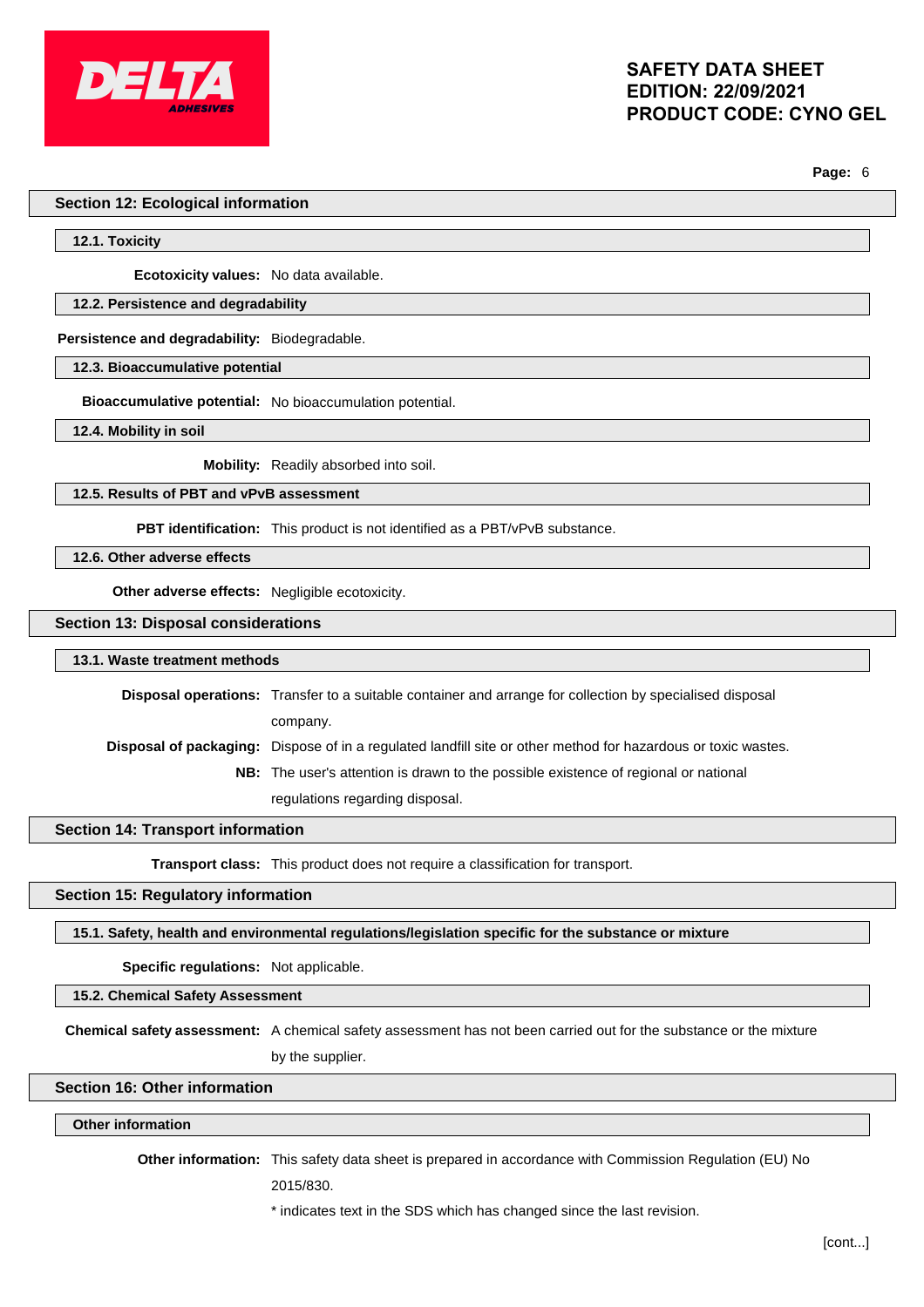## Section 12: Ecological information

### 12.1. Toxicity

**Ecotoxicity values:** No data available.

### 12.2. Persistence and degradability

**Persistence and degradability:** Biodegradable.

### 12.3. Bioaccumulative potential

**Bioaccumulative potential:** No bioaccumulation potential.

### 12.4. Mobility in soil

**Mobility:** Readily absorbed into soil.

### 12.5. Results of PBT and vPvB assessment

**PBT identification:** This product is not identified as a PBT/vPvB substance.

### 12.6. Other adverse effects

**Other adverse effects:** Negligible ecotoxicity.

## Section 13: Disposal considerations

### 13.1. Waste treatment methods

**Disposal operations:** Transfer to a suitable container and arrange for collection by specialised disposal company.

**Disposal of packaging:** Dispose of in a regulated landfill site or other method for hazardous or toxic wastes.

**NB:** The user's attention is drawn to the possible existence of regional or national regulations regarding disposal.

## Section 14: Transport information

**Transport class:** This product does not require a classification for transport.

## Section 15: Regulatory information

### 15.1. Safety, health and environmental regulations/legislation specific for the substance or mixture

**Specific regulations:** Not applicable.

### 15.2. Chemical Safety Assessment

**Chemical safety assessment:** A chemical safety assessment has not been carried out for the substance or the mixture by the supplier.

## Section 16: Other information

### Other information

**Other information:** This safety data sheet is prepared in accordance with Commission Regulation (EU) No 2015/830.

* indicates text in the SDS which has changed since the last revision.

[cont...]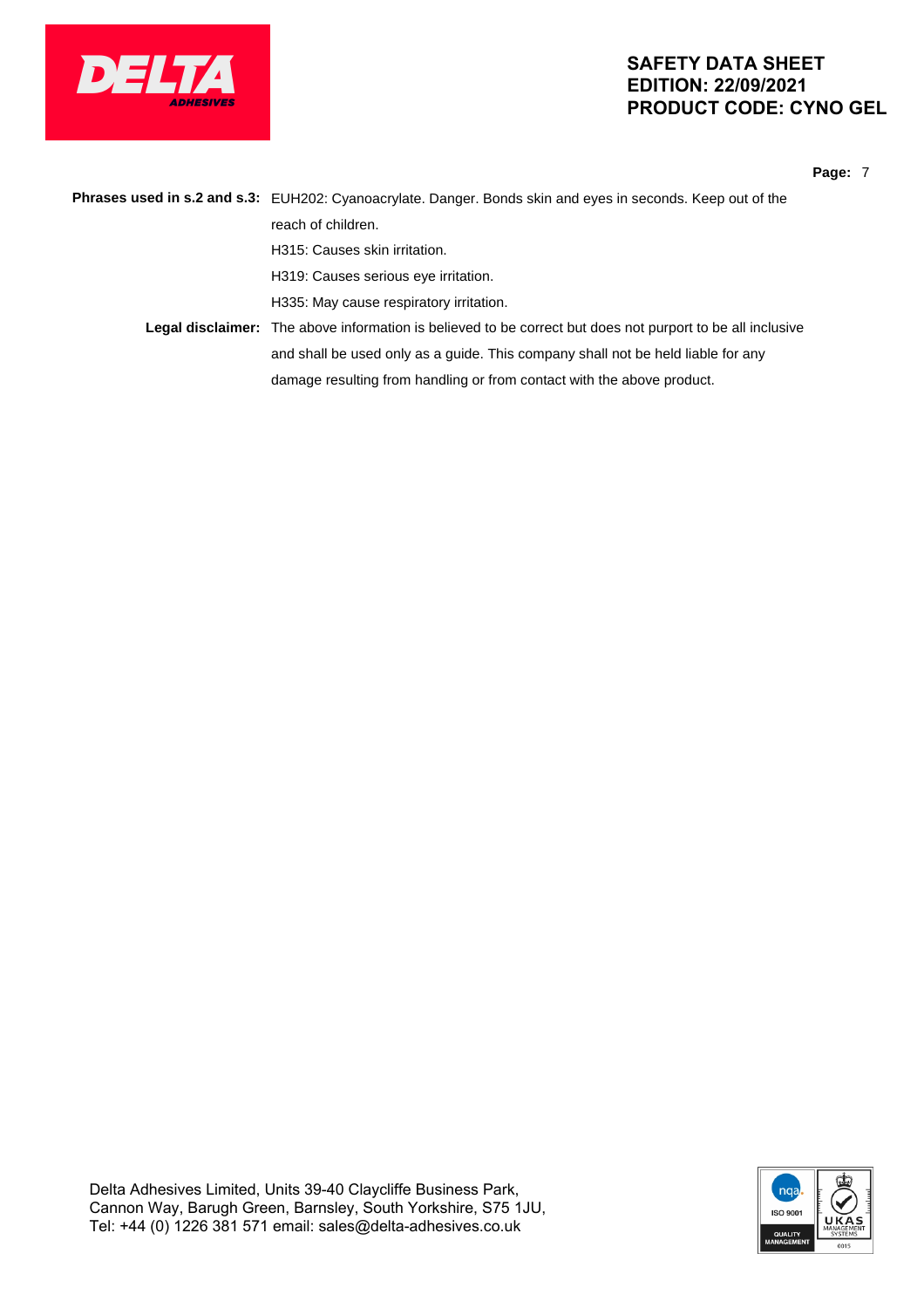**Phrases used in s.2 and s.3:** EUH202: Cyanoacrylate. Danger. Bonds skin and eyes in seconds. Keep out of the reach of children.

H315: Causes skin irritation.

H319: Causes serious eye irritation.

H335: May cause respiratory irritation.

**Legal disclaimer:** The above information is believed to be correct but does not purport to be all inclusive and shall be used only as a guide. This company shall not be held liable for any damage resulting from handling or from contact with the above product.